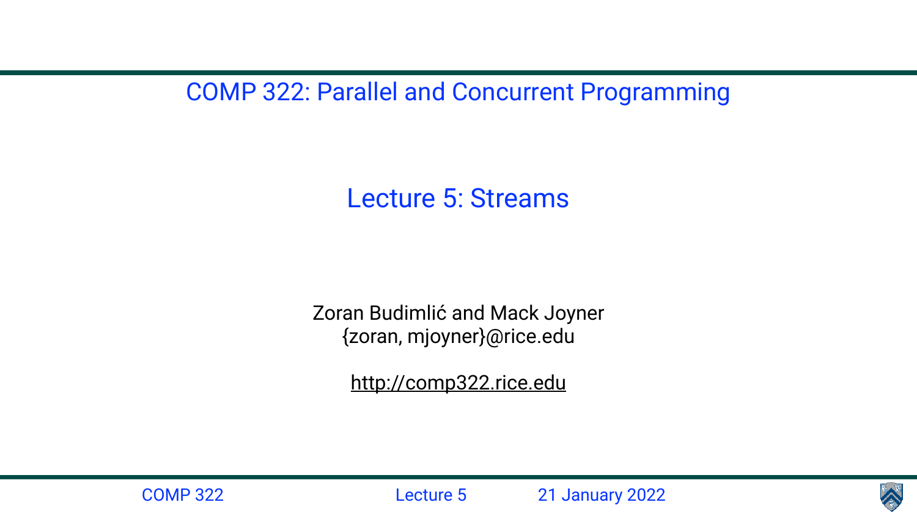# COMP 322: Parallel and Concurrent Programming

## Lecture 5: Streams

Zoran Budimlić and Mack Joyner
{zoran, mjoyner}@rice.edu

http://comp322.rice.edu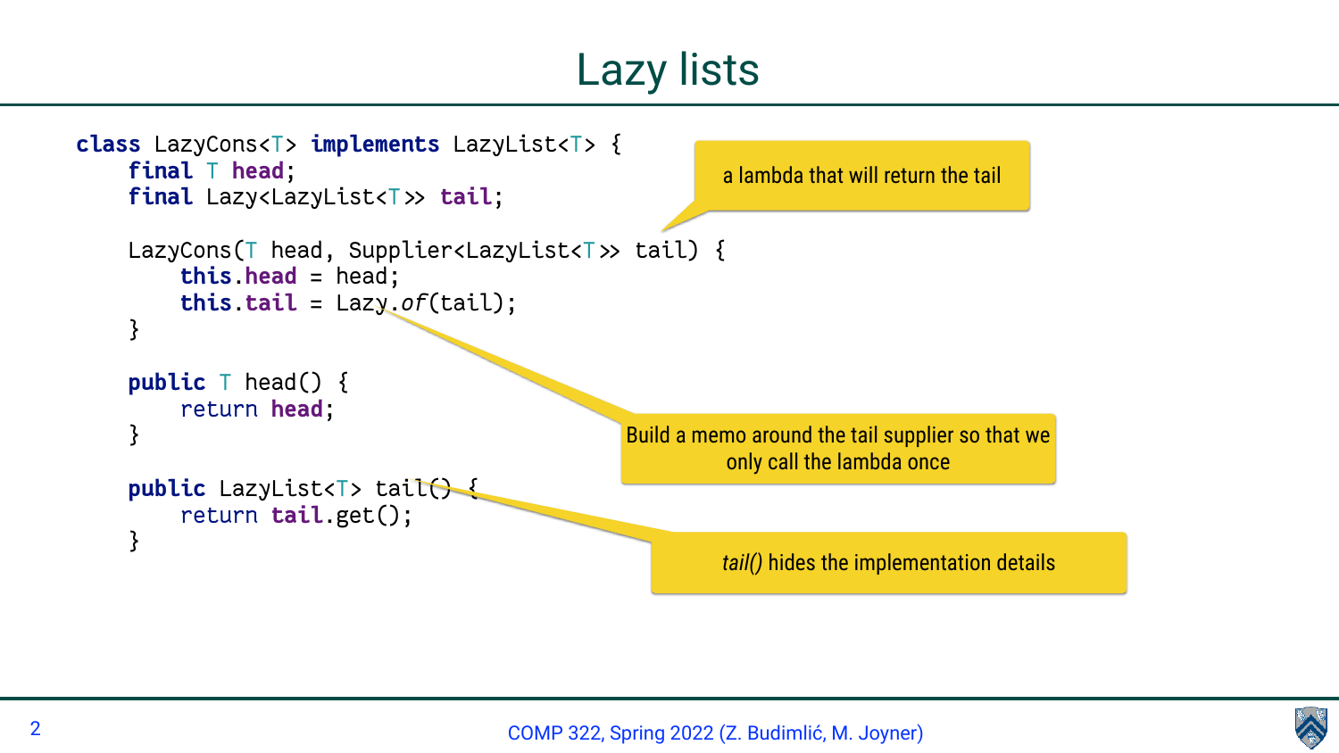# Lazy lists

```java
class LazyCons<T> implements LazyList<T> {
    final T head;
    final Lazy<LazyList<T>> tail;

    LazyCons(T head, Supplier<LazyList<T>> tail) {
        this.head = head;
        this.tail = Lazy.of(tail);
    }

    public T head() {
        return head;
    }

    public LazyList<T> tail() {
        return tail.get();
    }
```

a lambda that will return the tail

Build a memo around the tail supplier so that we only call the lambda once

*tail()* hides the implementation details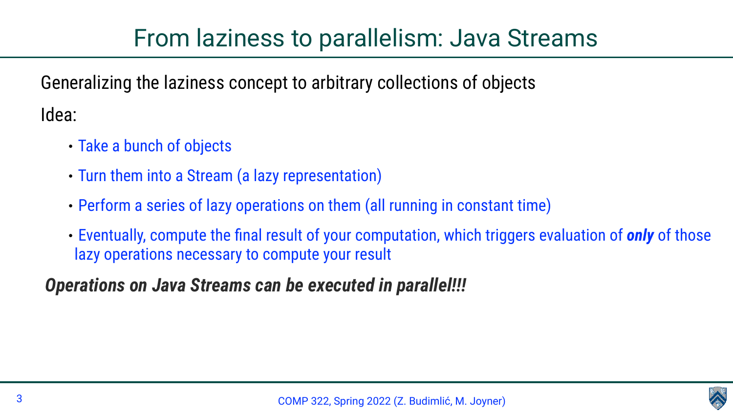# From laziness to parallelism: Java Streams

Generalizing the laziness concept to arbitrary collections of objects

Idea:

- Take a bunch of objects
- Turn them into a Stream (a lazy representation)
- Perform a series of lazy operations on them (all running in constant time)
- Eventually, compute the final result of your computation, which triggers evaluation of ***only*** of those lazy operations necessary to compute your result

***Operations on Java Streams can be executed in parallel!!!***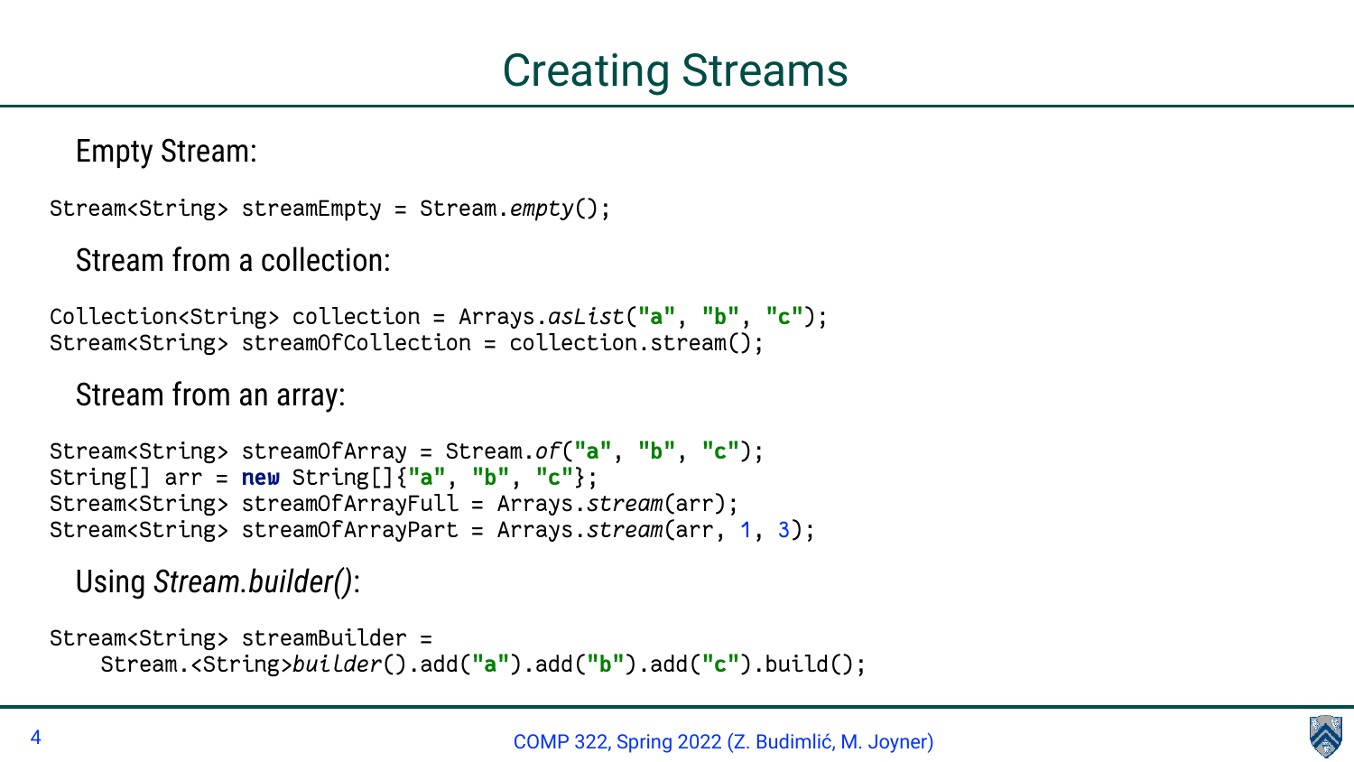# Creating Streams

Empty Stream:

```
Stream<String> streamEmpty = Stream.empty();
```

Stream from a collection:

```
Collection<String> collection = Arrays.asList("a", "b", "c");
Stream<String> streamOfCollection = collection.stream();
```

Stream from an array:

```
Stream<String> streamOfArray = Stream.of("a", "b", "c");
String[] arr = new String[]{"a", "b", "c"};
Stream<String> streamOfArrayFull = Arrays.stream(arr);
Stream<String> streamOfArrayPart = Arrays.stream(arr, 1, 3);
```

Using *Stream.builder()*:

```
Stream<String> streamBuilder =
    Stream.<String>builder().add("a").add("b").add("c").build();
```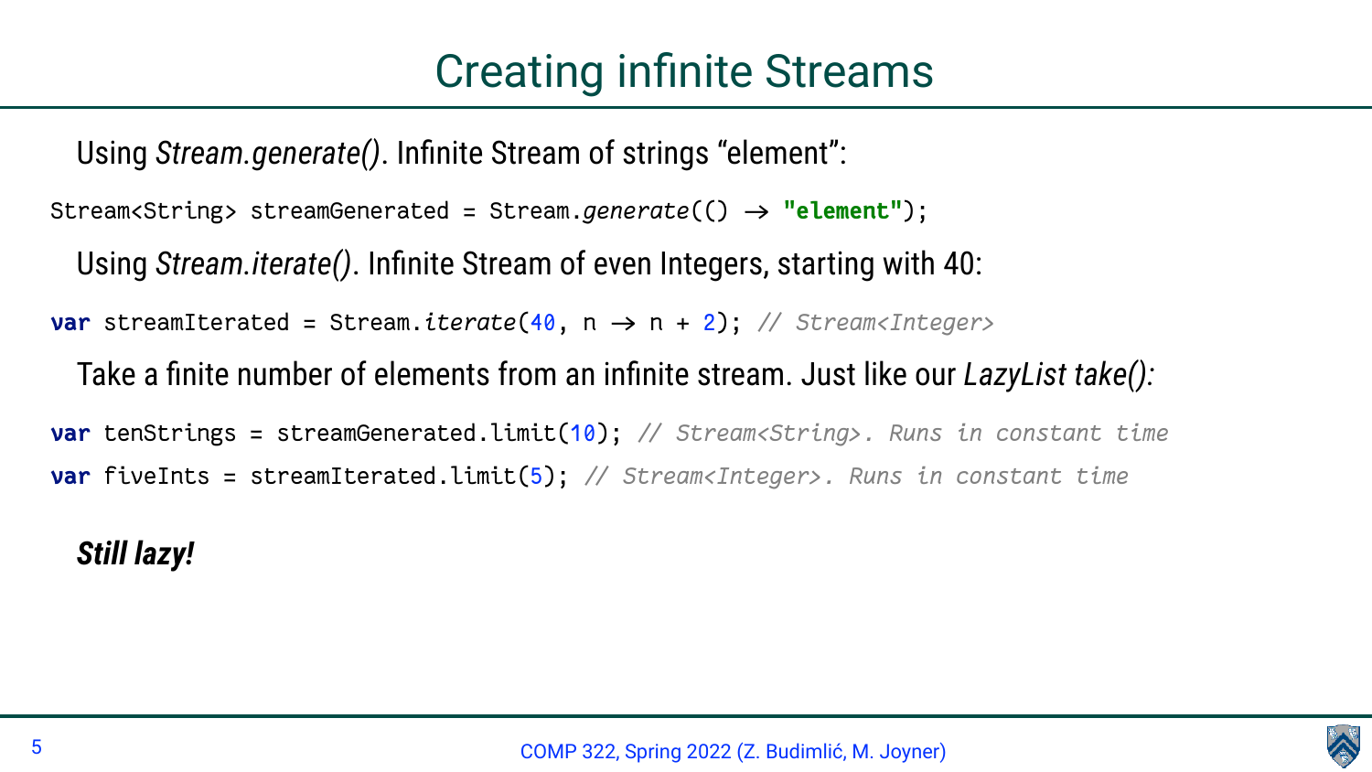# Creating infinite Streams

Using *Stream.generate()*. Infinite Stream of strings “element”:

```
Stream<String> streamGenerated = Stream.generate(() -> "element");
```

Using *Stream.iterate()*. Infinite Stream of even Integers, starting with 40:

```
var streamIterated = Stream.iterate(40, n -> n + 2); // Stream<Integer>
```

Take a finite number of elements from an infinite stream. Just like our *LazyList take():*

```
var tenStrings = streamGenerated.limit(10); // Stream<String>. Runs in constant time
var fiveInts = streamIterated.limit(5); // Stream<Integer>. Runs in constant time
```

***Still lazy!***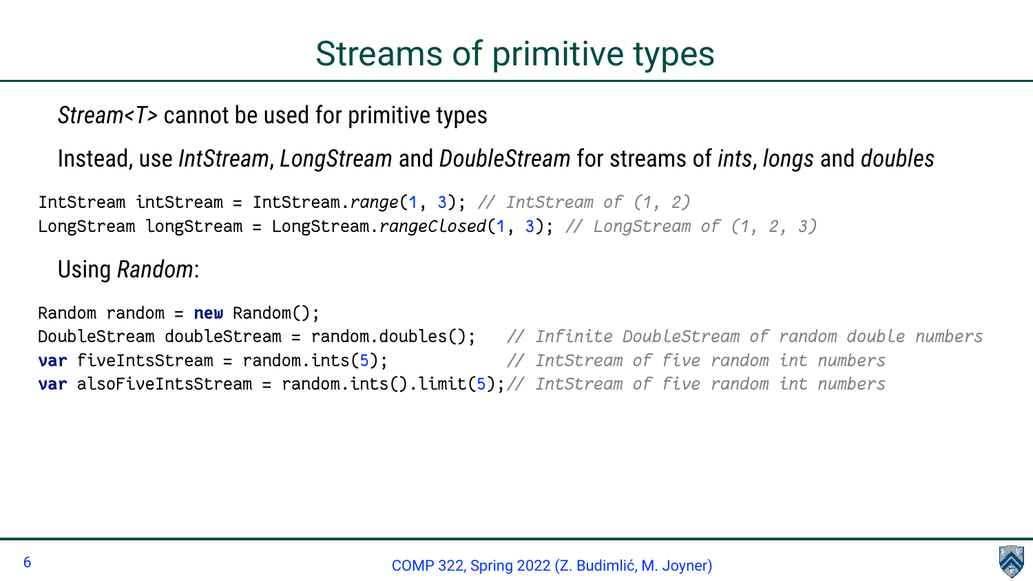# Streams of primitive types

*Stream<T>* cannot be used for primitive types

Instead, use *IntStream*, *LongStream* and *DoubleStream* for streams of *ints*, *longs* and *doubles*

```
IntStream intStream = IntStream.range(1, 3); // IntStream of (1, 2)
LongStream longStream = LongStream.rangeClosed(1, 3); // LongStream of (1, 2, 3)
```

Using *Random*:

```
Random random = new Random();
DoubleStream doubleStream = random.doubles();   // Infinite DoubleStream of random double numbers
var fiveIntsStream = random.ints(5);            // IntStream of five random int numbers
var alsoFiveIntsStream = random.ints().limit(5);// IntStream of five random int numbers
```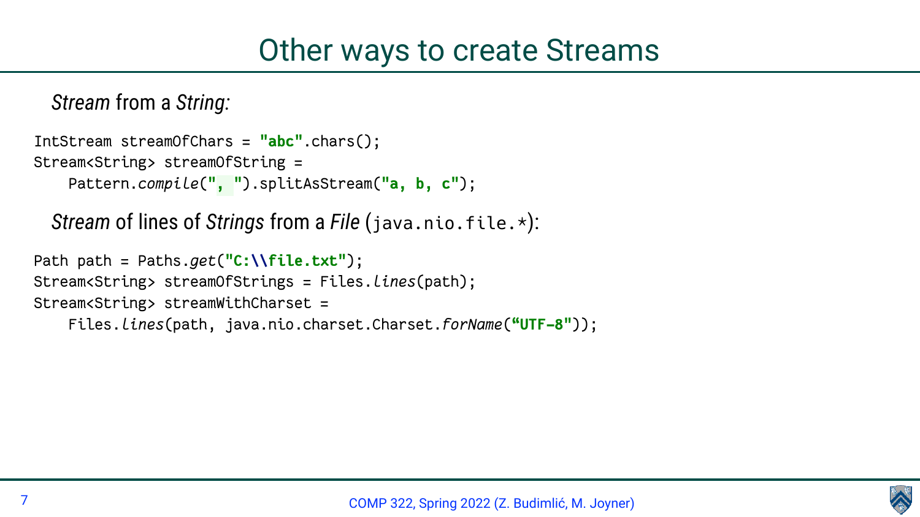# Other ways to create Streams

*Stream* from a *String:*

```
IntStream streamOfChars = "abc".chars();
Stream<String> streamOfString =
    Pattern.compile(", ").splitAsStream("a, b, c");
```

*Stream* of lines of *Strings* from a *File* (`java.nio.file.*`):

```
Path path = Paths.get("C:\\file.txt");
Stream<String> streamOfStrings = Files.lines(path);
Stream<String> streamWithCharset =
    Files.lines(path, java.nio.charset.Charset.forName("UTF-8"));
```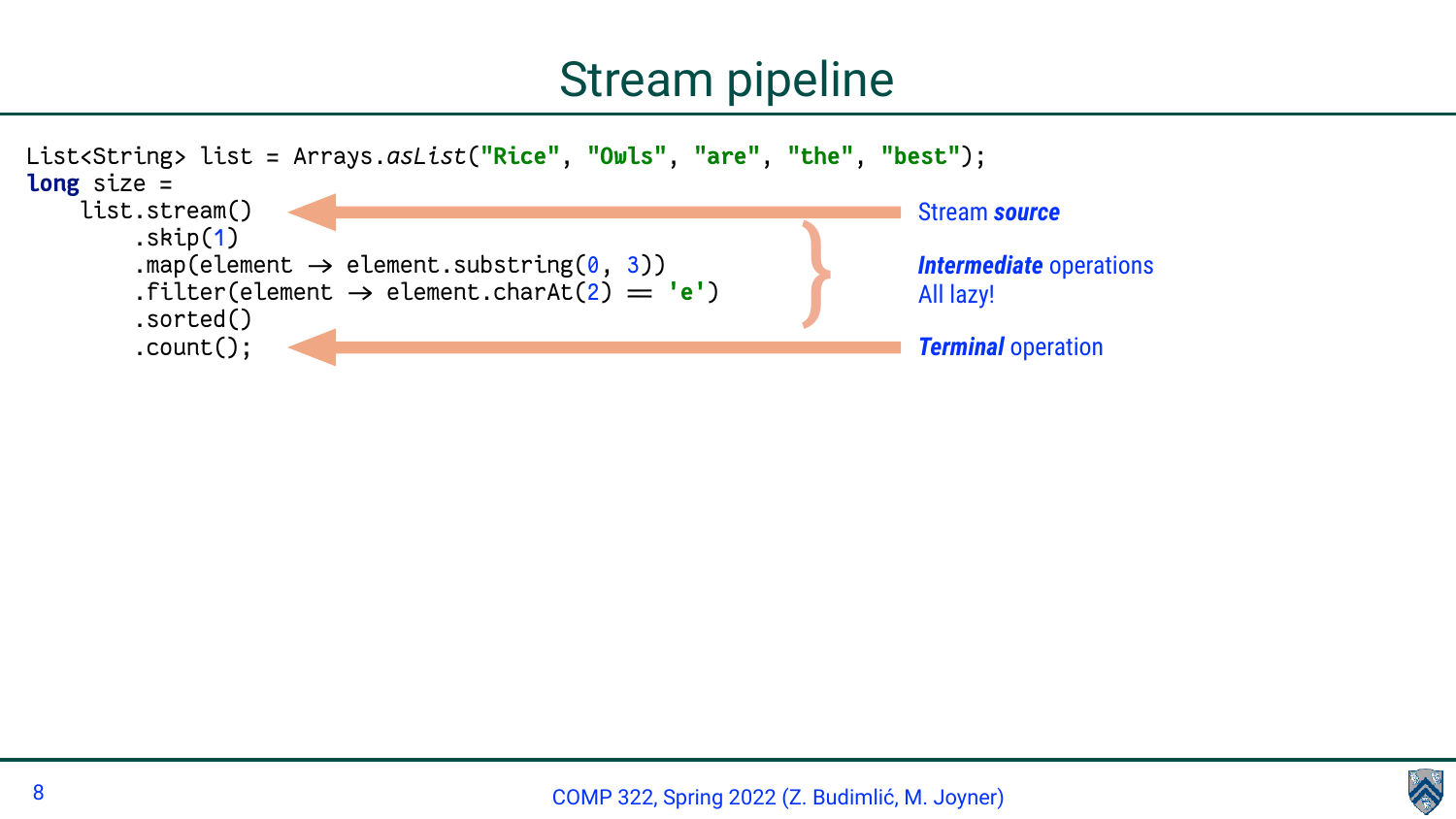# Stream pipeline

```
List<String> list = Arrays.asList("Rice", "Owls", "are", "the", "best");
long size =
    list.stream()
        .skip(1)
        .map(element -> element.substring(0, 3))
        .filter(element -> element.charAt(2) == 'e')
        .sorted()
        .count();
```

- `list.stream()` → Stream ***source***
- `.skip(1)`, `.map(...)`, `.filter(...)`, `.sorted()` → ***Intermediate*** operations — All lazy!
- `.count()` → ***Terminal*** operation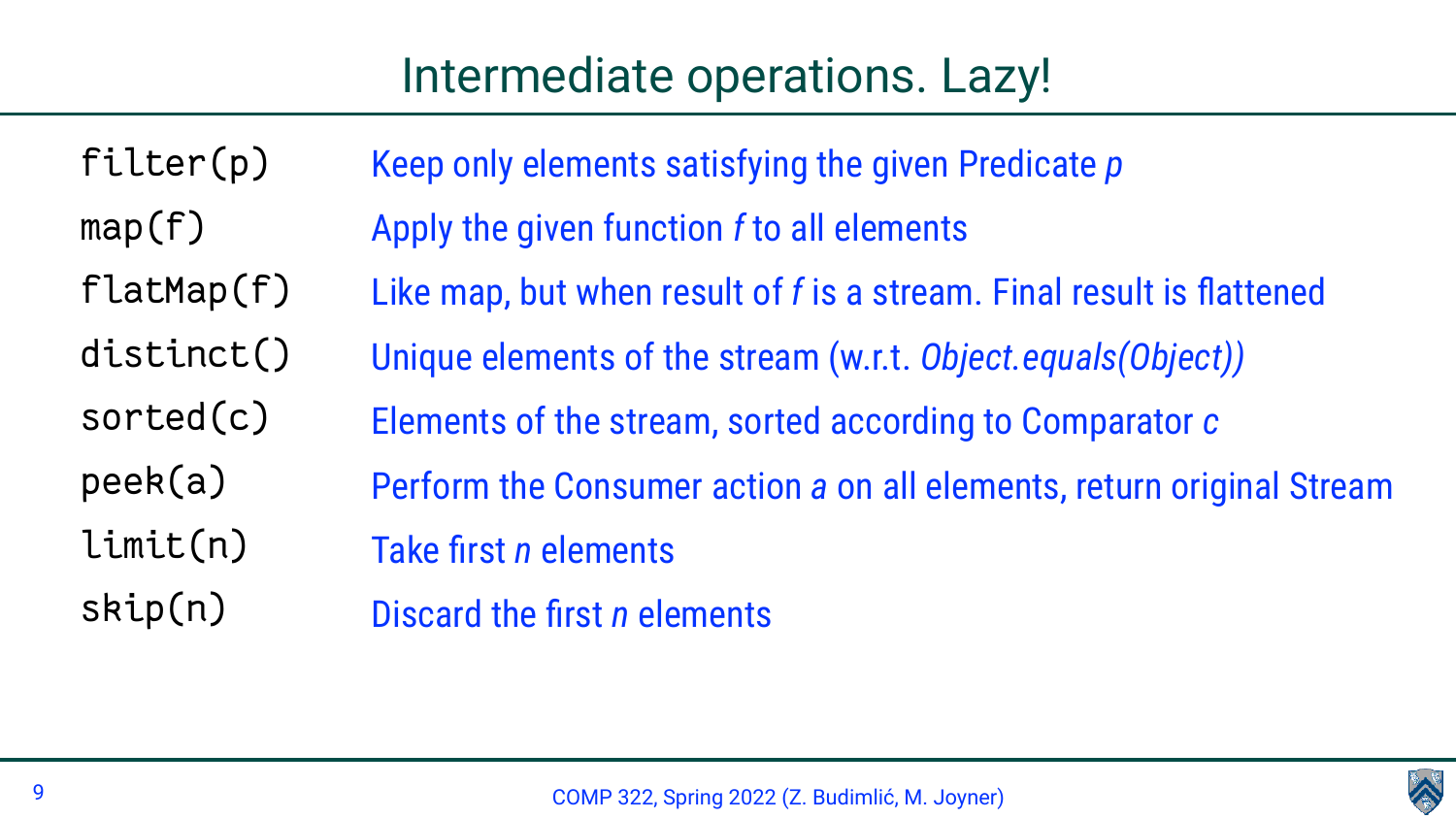# Intermediate operations. Lazy!

| | |
|---|---|
| `filter(p)` | Keep only elements satisfying the given Predicate *p* |
| `map(f)` | Apply the given function *f* to all elements |
| `flatMap(f)` | Like map, but when result of *f* is a stream. Final result is flattened |
| `distinct()` | Unique elements of the stream (w.r.t. *Object.equals(Object))* |
| `sorted(c)` | Elements of the stream, sorted according to Comparator *c* |
| `peek(a)` | Perform the Consumer action *a* on all elements, return original Stream |
| `limit(n)` | Take first *n* elements |
| `skip(n)` | Discard the first *n* elements |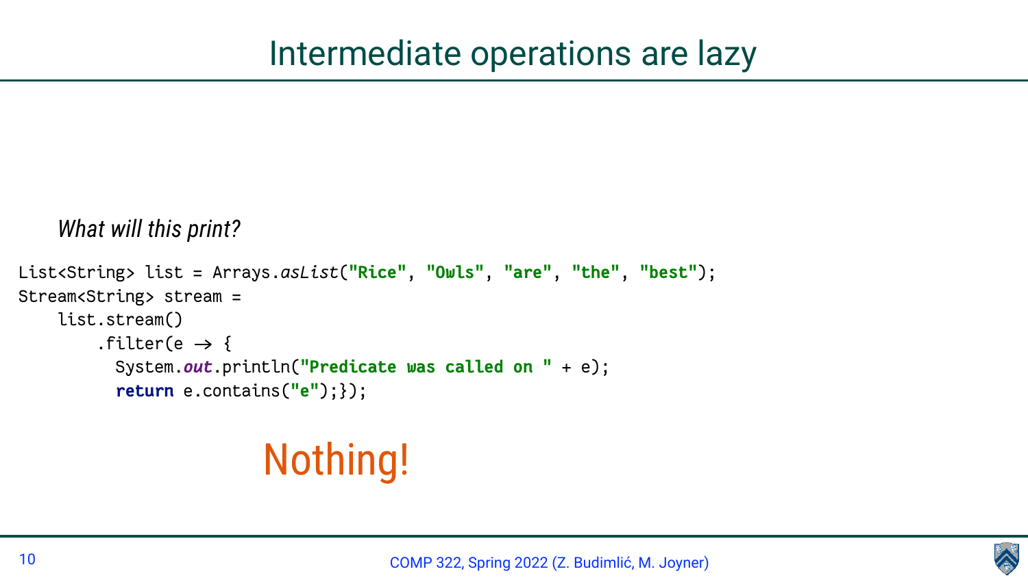# Intermediate operations are lazy

*What will this print?*

```
List<String> list = Arrays.asList("Rice", "Owls", "are", "the", "best");
Stream<String> stream =
    list.stream()
        .filter(e -> {
          System.out.println("Predicate was called on " + e);
          return e.contains("e");});
```

Nothing!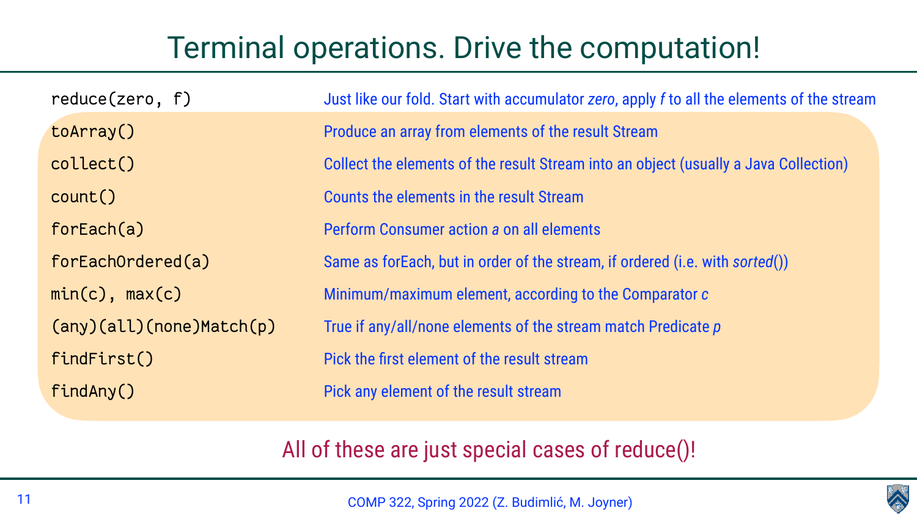# Terminal operations. Drive the computation!

| | |
|---|---|
| `reduce(zero, f)` | Just like our fold. Start with accumulator *zero*, apply *f* to all the elements of the stream |
| `toArray()` | Produce an array from elements of the result Stream |
| `collect()` | Collect the elements of the result Stream into an object (usually a Java Collection) |
| `count()` | Counts the elements in the result Stream |
| `forEach(a)` | Perform Consumer action *a* on all elements |
| `forEachOrdered(a)` | Same as forEach, but in order of the stream, if ordered (i.e. with *sorted*()) |
| `min(c), max(c)` | Minimum/maximum element, according to the Comparator *c* |
| `(any)(all)(none)Match(p)` | True if any/all/none elements of the stream match Predicate *p* |
| `findFirst()` | Pick the first element of the result stream |
| `findAny()` | Pick any element of the result stream |

All of these are just special cases of reduce()!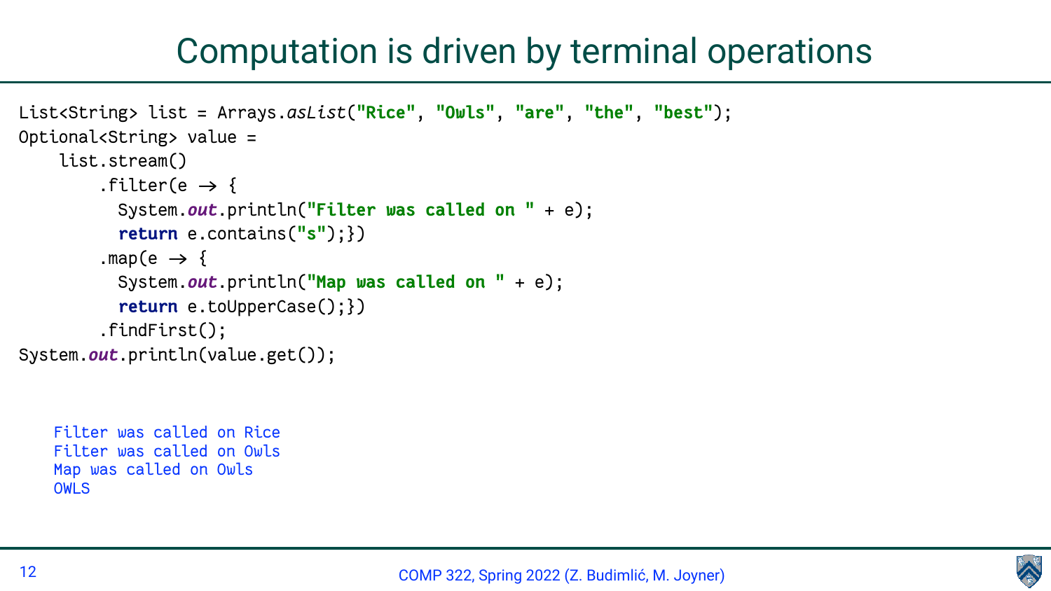# Computation is driven by terminal operations

```java
List<String> list = Arrays.asList("Rice", "Owls", "are", "the", "best");
Optional<String> value =
    list.stream()
        .filter(e -> {
          System.out.println("Filter was called on " + e);
          return e.contains("s");})
        .map(e -> {
          System.out.println("Map was called on " + e);
          return e.toUpperCase();})
        .findFirst();
System.out.println(value.get());
```

```
Filter was called on Rice
Filter was called on Owls
Map was called on Owls
OWLS
```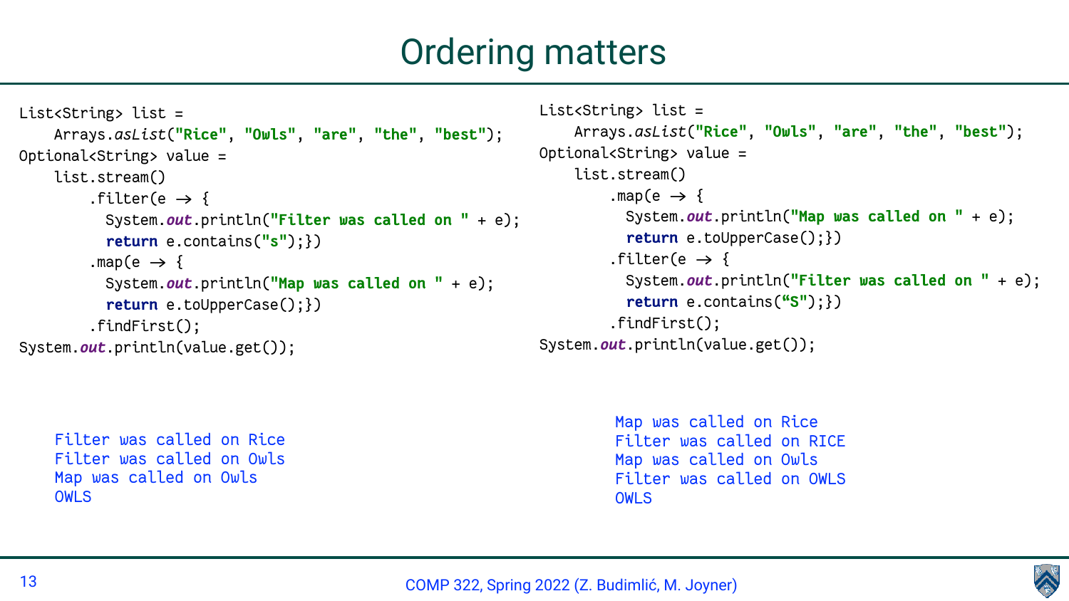# Ordering matters

```java
List<String> list =
    Arrays.asList("Rice", "Owls", "are", "the", "best");
Optional<String> value =
    list.stream()
        .filter(e -> {
          System.out.println("Filter was called on " + e);
          return e.contains("s");})
        .map(e -> {
          System.out.println("Map was called on " + e);
          return e.toUpperCase();})
        .findFirst();
System.out.println(value.get());
```

```
Filter was called on Rice
Filter was called on Owls
Map was called on Owls
OWLS
```

```java
List<String> list =
    Arrays.asList("Rice", "Owls", "are", "the", "best");
Optional<String> value =
    list.stream()
        .map(e -> {
          System.out.println("Map was called on " + e);
          return e.toUpperCase();})
        .filter(e -> {
          System.out.println("Filter was called on " + e);
          return e.contains("S");})
        .findFirst();
System.out.println(value.get());
```

```
Map was called on Rice
Filter was called on RICE
Map was called on Owls
Filter was called on OWLS
OWLS
```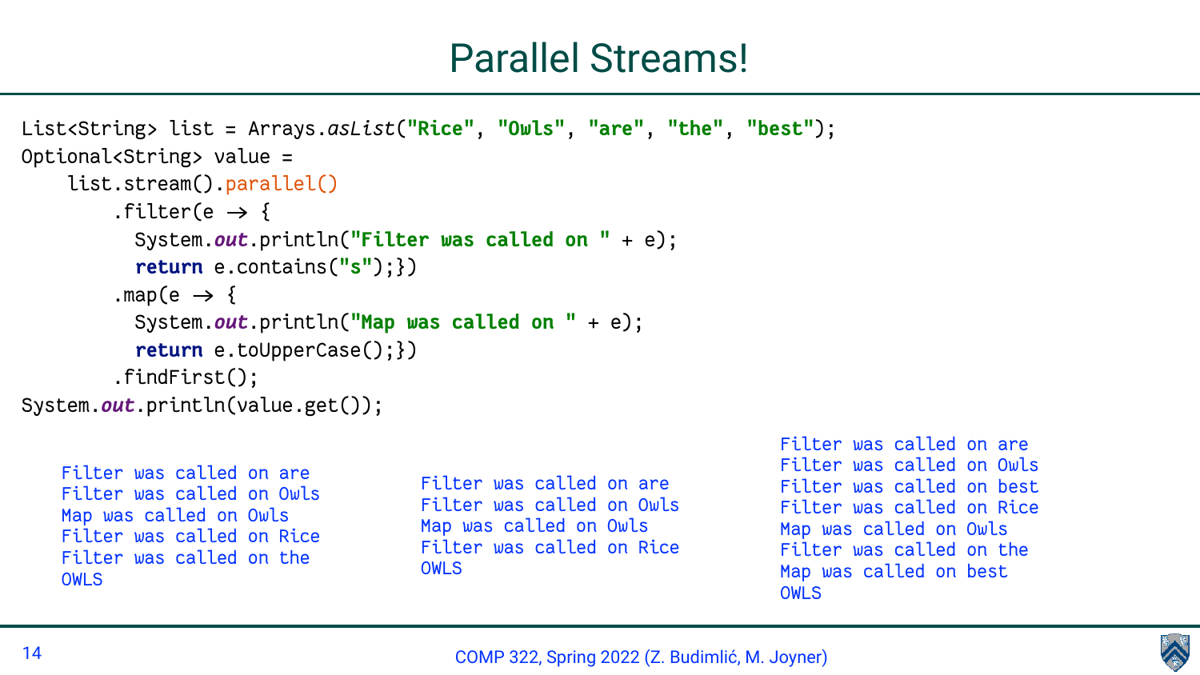# Parallel Streams!

```java
List<String> list = Arrays.asList("Rice", "Owls", "are", "the", "best");
Optional<String> value =
    list.stream().parallel()
        .filter(e → {
          System.out.println("Filter was called on " + e);
          return e.contains("s");})
        .map(e → {
          System.out.println("Map was called on " + e);
          return e.toUpperCase();})
        .findFirst();
System.out.println(value.get());
```

```
Filter was called on are
Filter was called on Owls
Map was called on Owls
Filter was called on Rice
Filter was called on the
OWLS
```

```
Filter was called on are
Filter was called on Owls
Map was called on Owls
Filter was called on Rice
OWLS
```

```
Filter was called on are
Filter was called on Owls
Filter was called on best
Filter was called on Rice
Map was called on Owls
Filter was called on the
Map was called on best
OWLS
```

COMP 322, Spring 2022 (Z. Budimlić, M. Joyner)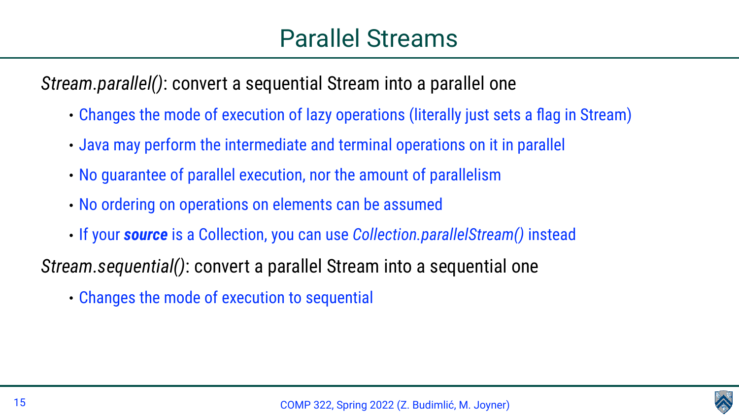# Parallel Streams

*Stream.parallel()*: convert a sequential Stream into a parallel one

- Changes the mode of execution of lazy operations (literally just sets a flag in Stream)
- Java may perform the intermediate and terminal operations on it in parallel
- No guarantee of parallel execution, nor the amount of parallelism
- No ordering on operations on elements can be assumed
- If your ***source*** is a Collection, you can use *Collection.parallelStream()* instead

*Stream.sequential()*: convert a parallel Stream into a sequential one

- Changes the mode of execution to sequential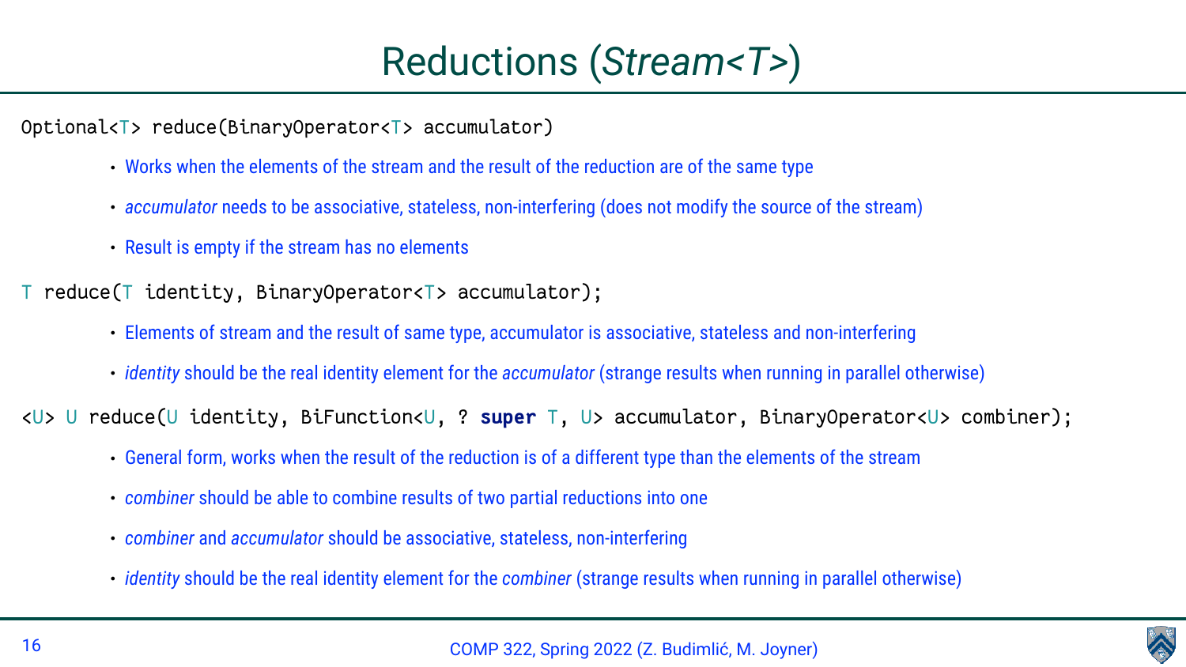# Reductions (*Stream<T>*)

```
Optional<T> reduce(BinaryOperator<T> accumulator)
```

- Works when the elements of the stream and the result of the reduction are of the same type
- *accumulator* needs to be associative, stateless, non-interfering (does not modify the source of the stream)
- Result is empty if the stream has no elements

```
T reduce(T identity, BinaryOperator<T> accumulator);
```

- Elements of stream and the result of same type, accumulator is associative, stateless and non-interfering
- *identity* should be the real identity element for the *accumulator* (strange results when running in parallel otherwise)

```
<U> U reduce(U identity, BiFunction<U, ? super T, U> accumulator, BinaryOperator<U> combiner);
```

- General form, works when the result of the reduction is of a different type than the elements of the stream
- *combiner* should be able to combine results of two partial reductions into one
- *combiner* and *accumulator* should be associative, stateless, non-interfering
- *identity* should be the real identity element for the *combiner* (strange results when running in parallel otherwise)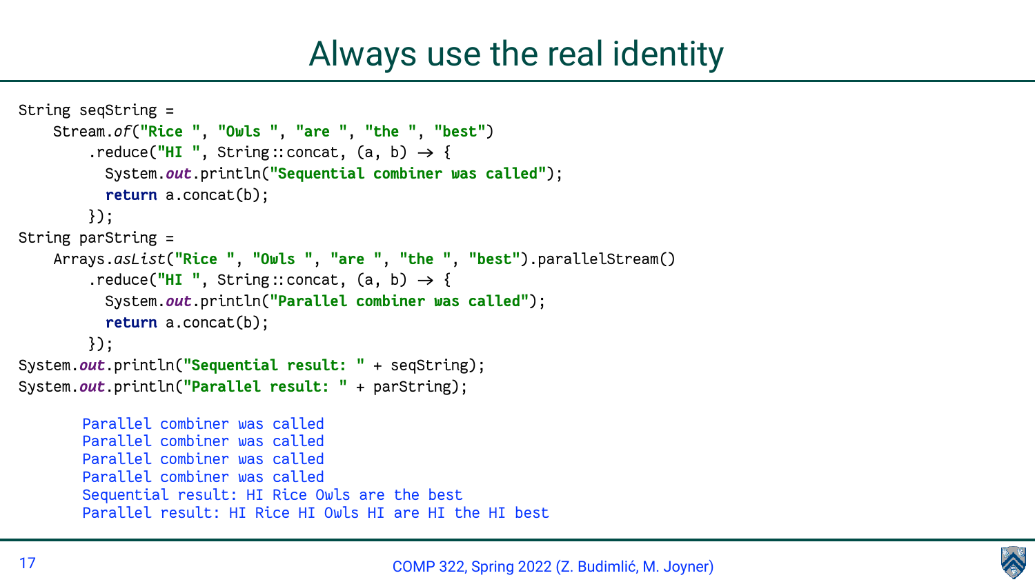# Always use the real identity

```java
String seqString =
    Stream.of("Rice ", "Owls ", "are ", "the ", "best")
        .reduce("HI ", String::concat, (a, b) -> {
          System.out.println("Sequential combiner was called");
          return a.concat(b);
        });
String parString =
    Arrays.asList("Rice ", "Owls ", "are ", "the ", "best").parallelStream()
        .reduce("HI ", String::concat, (a, b) -> {
          System.out.println("Parallel combiner was called");
          return a.concat(b);
        });
System.out.println("Sequential result: " + seqString);
System.out.println("Parallel result: " + parString);
```

```
Parallel combiner was called
Parallel combiner was called
Parallel combiner was called
Parallel combiner was called
Sequential result: HI Rice Owls are the best
Parallel result: HI Rice HI Owls HI are HI the HI best
```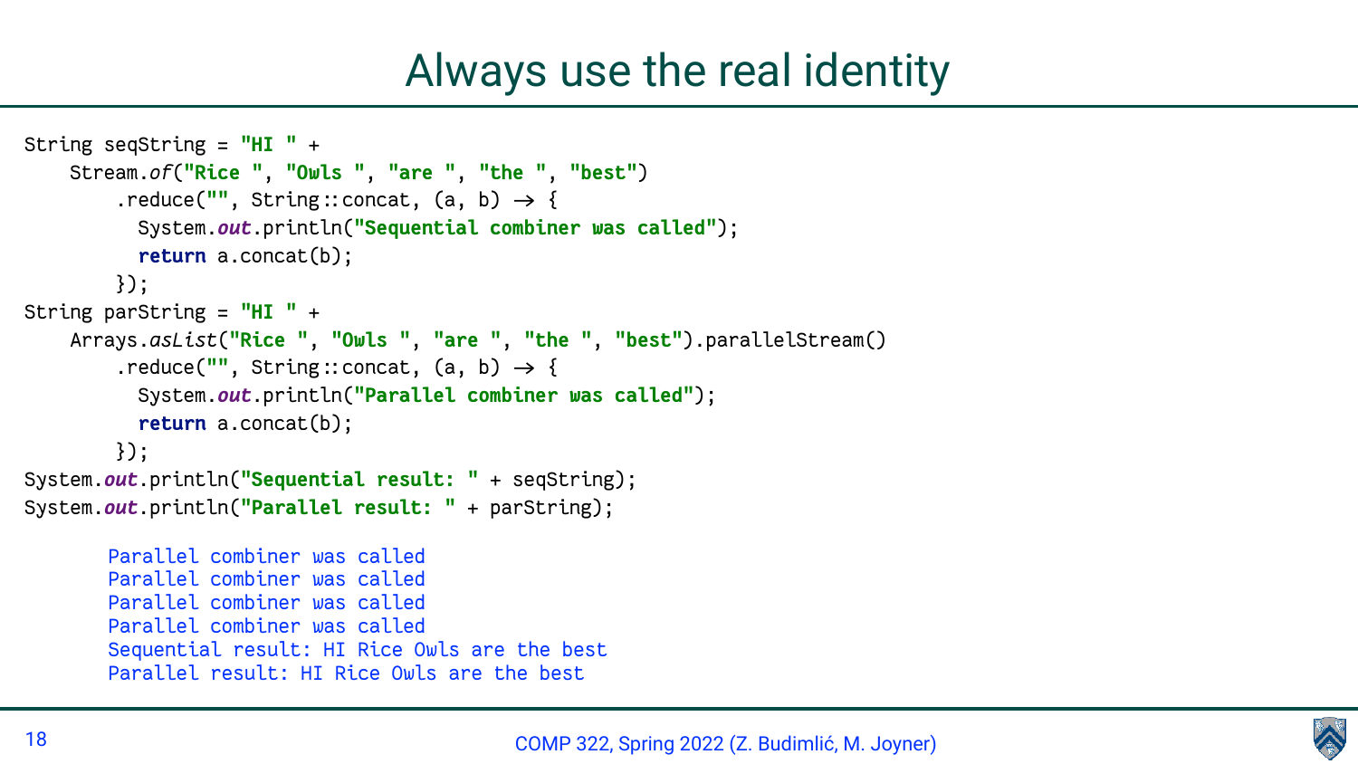# Always use the real identity

```java
String seqString = "HI " +
    Stream.of("Rice ", "Owls ", "are ", "the ", "best")
        .reduce("", String::concat, (a, b) -> {
          System.out.println("Sequential combiner was called");
          return a.concat(b);
        });
String parString = "HI " +
    Arrays.asList("Rice ", "Owls ", "are ", "the ", "best").parallelStream()
        .reduce("", String::concat, (a, b) -> {
          System.out.println("Parallel combiner was called");
          return a.concat(b);
        });
System.out.println("Sequential result: " + seqString);
System.out.println("Parallel result: " + parString);
```

```
Parallel combiner was called
Parallel combiner was called
Parallel combiner was called
Parallel combiner was called
Sequential result: HI Rice Owls are the best
Parallel result: HI Rice Owls are the best
```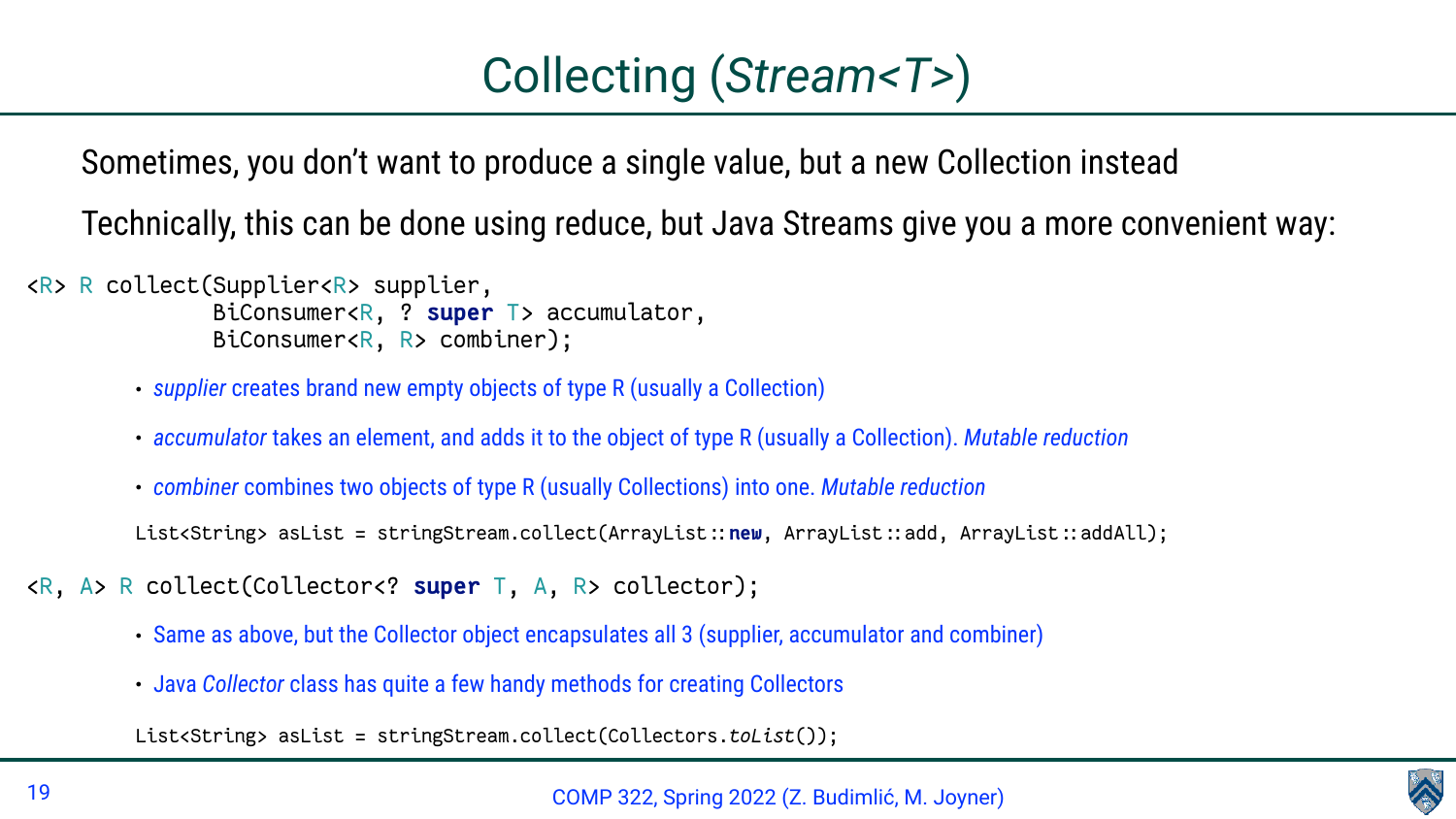# Collecting (*Stream<T>*)

Sometimes, you don't want to produce a single value, but a new Collection instead

Technically, this can be done using reduce, but Java Streams give you a more convenient way:

```
<R> R collect(Supplier<R> supplier,
              BiConsumer<R, ? super T> accumulator,
              BiConsumer<R, R> combiner);
```

- *supplier* creates brand new empty objects of type R (usually a Collection)
- *accumulator* takes an element, and adds it to the object of type R (usually a Collection). *Mutable reduction*
- *combiner* combines two objects of type R (usually Collections) into one. *Mutable reduction*

```
List<String> asList = stringStream.collect(ArrayList::new, ArrayList::add, ArrayList::addAll);
```

```
<R, A> R collect(Collector<? super T, A, R> collector);
```

- Same as above, but the Collector object encapsulates all 3 (supplier, accumulator and combiner)
- Java *Collector* class has quite a few handy methods for creating Collectors

```
List<String> asList = stringStream.collect(Collectors.toList());
```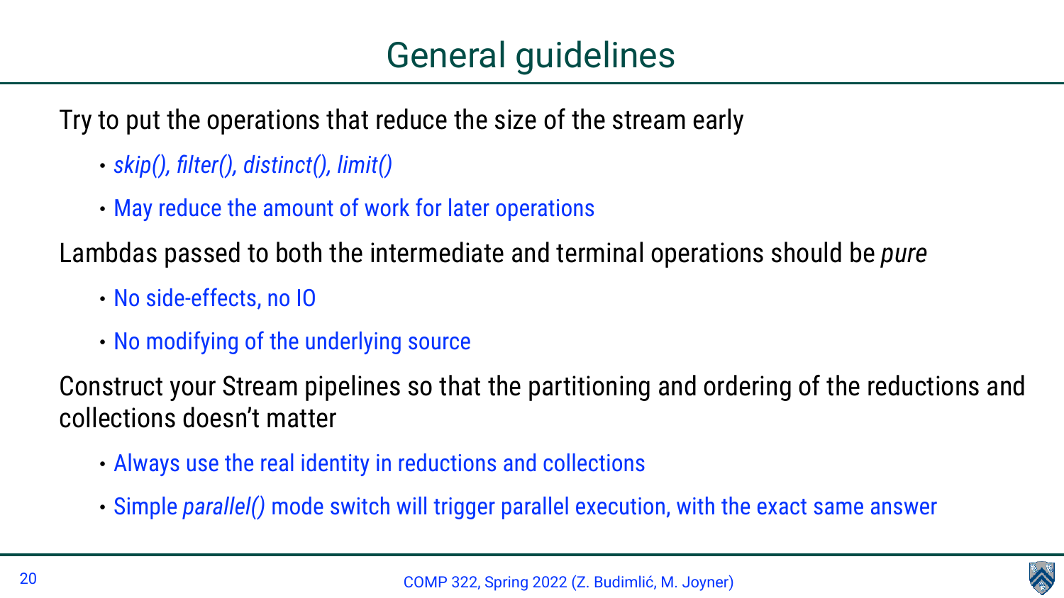# General guidelines

Try to put the operations that reduce the size of the stream early

- *skip(), filter(), distinct(), limit()*
- May reduce the amount of work for later operations

Lambdas passed to both the intermediate and terminal operations should be *pure*

- No side-effects, no IO
- No modifying of the underlying source

Construct your Stream pipelines so that the partitioning and ordering of the reductions and collections doesn't matter

- Always use the real identity in reductions and collections
- Simple *parallel()* mode switch will trigger parallel execution, with the exact same answer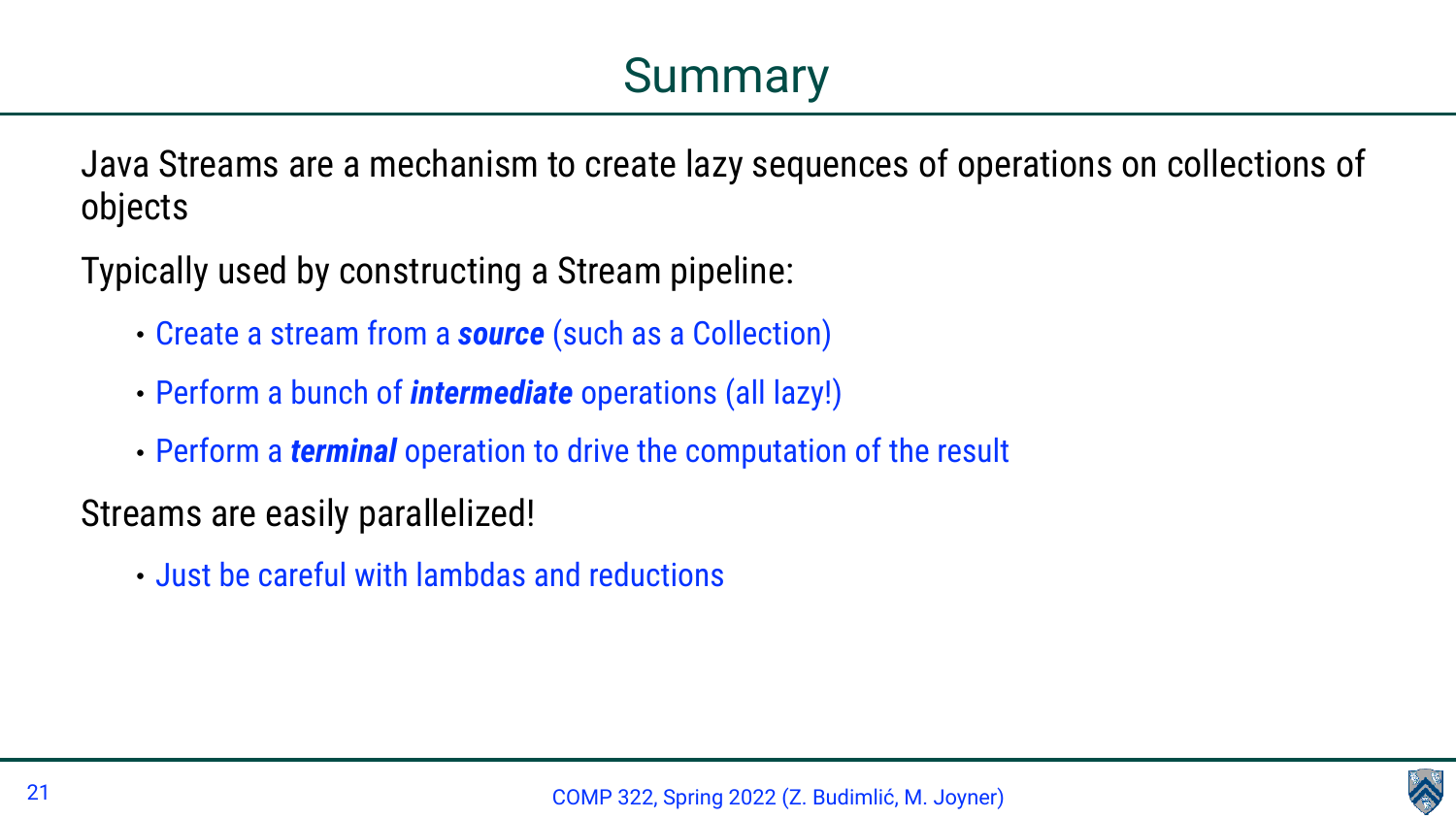# Summary

Java Streams are a mechanism to create lazy sequences of operations on collections of objects

Typically used by constructing a Stream pipeline:

- Create a stream from a ***source*** (such as a Collection)
- Perform a bunch of ***intermediate*** operations (all lazy!)
- Perform a ***terminal*** operation to drive the computation of the result

Streams are easily parallelized!

- Just be careful with lambdas and reductions